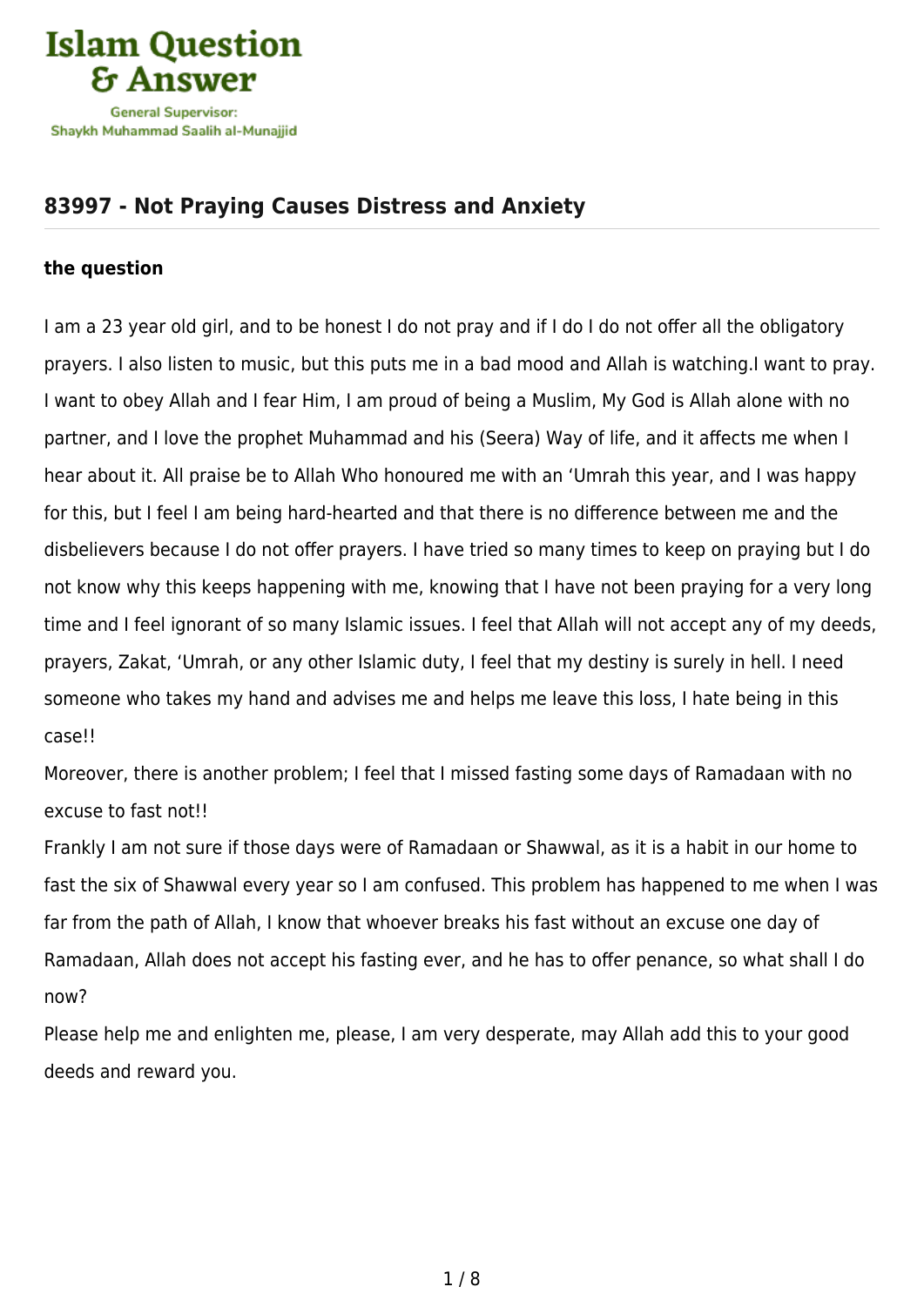# 83997 - Not Praying Causes Distress and Anxiety

**the question**

I am a 23 year old girl, and to be honest I do not pray and if I do I do not offer all the obligatory prayers. I also listen to music, but this puts me in a bad mood and Allah is watching.I want to pray. I want to obey Allah and I fear Him, I am proud of being a Muslim, My God is Allah alone with no partner, and I love the prophet Muhammad and his (Seera) Way of life, and it affects me when I hear about it. All praise be to Allah Who honoured me with an 'Umrah this year, and I was happy for this, but I feel I am being hard-hearted and that there is no difference between me and the disbelievers because I do not offer prayers. I have tried so many times to keep on praying but I do not know why this keeps happening with me, knowing that I have not been praying for a very long time and I feel ignorant of so many Islamic issues. I feel that Allah will not accept any of my deeds, prayers, Zakat, 'Umrah, or any other Islamic duty, I feel that my destiny is surely in hell. I need someone who takes my hand and advises me and helps me leave this loss, I hate being in this case!!

Moreover, there is another problem; I feel that I missed fasting some days of Ramadaan with no excuse to fast not!!

Frankly I am not sure if those days were of Ramadaan or Shawwal, as it is a habit in our home to fast the six of Shawwal every year so I am confused. This problem has happened to me when I was far from the path of Allah, I know that whoever breaks his fast without an excuse one day of Ramadaan, Allah does not accept his fasting ever, and he has to offer penance, so what shall I do now?

Please help me and enlighten me, please, I am very desperate, may Allah add this to your good deeds and reward you.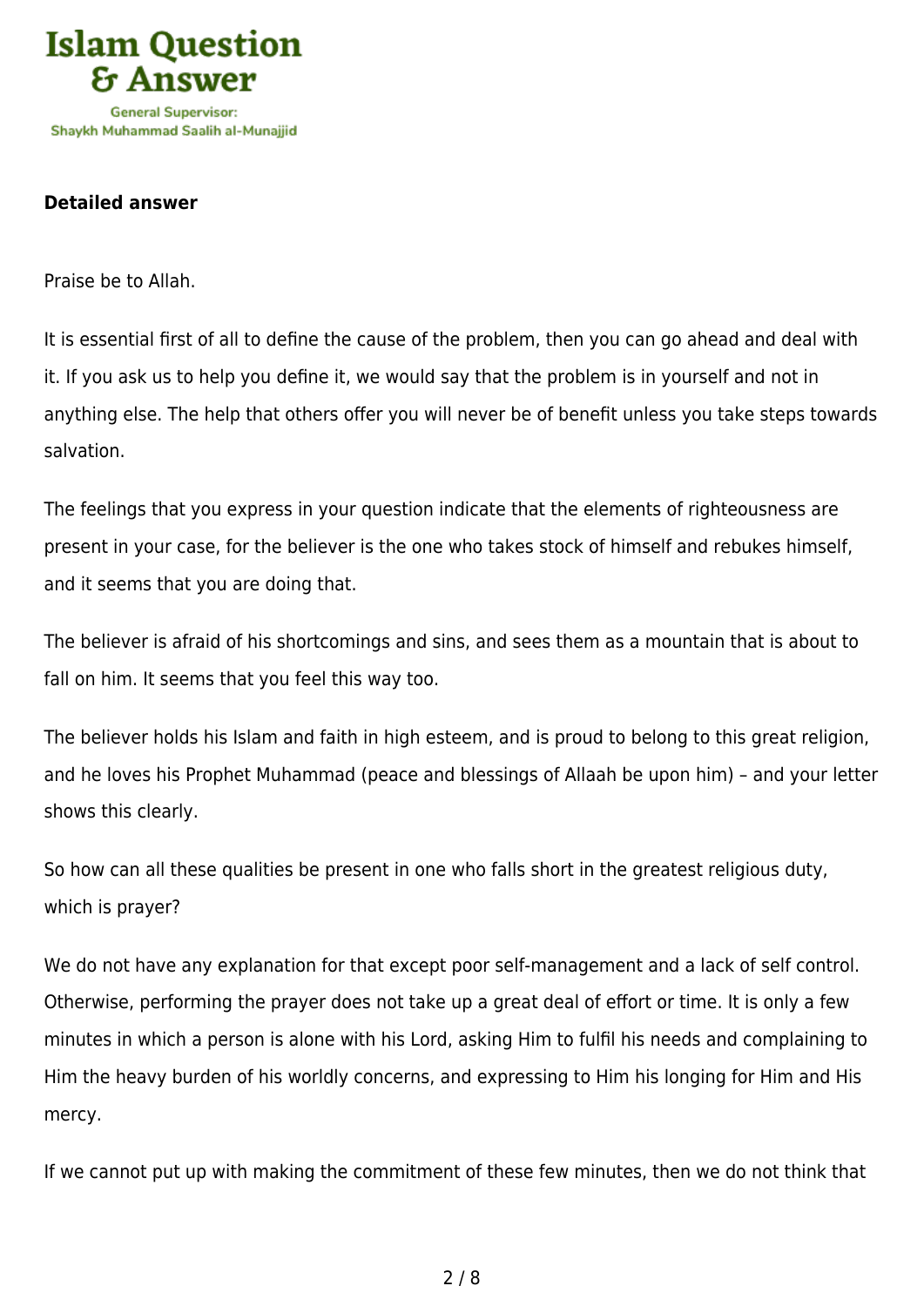**Detailed answer**

Praise be to Allah.

It is essential first of all to define the cause of the problem, then you can go ahead and deal with it. If you ask us to help you define it, we would say that the problem is in yourself and not in anything else. The help that others offer you will never be of benefit unless you take steps towards salvation.

The feelings that you express in your question indicate that the elements of righteousness are present in your case, for the believer is the one who takes stock of himself and rebukes himself, and it seems that you are doing that.

The believer is afraid of his shortcomings and sins, and sees them as a mountain that is about to fall on him. It seems that you feel this way too.

The believer holds his Islam and faith in high esteem, and is proud to belong to this great religion, and he loves his Prophet Muhammad (peace and blessings of Allaah be upon him) – and your letter shows this clearly.

So how can all these qualities be present in one who falls short in the greatest religious duty, which is prayer?

We do not have any explanation for that except poor self-management and a lack of self control. Otherwise, performing the prayer does not take up a great deal of effort or time. It is only a few minutes in which a person is alone with his Lord, asking Him to fulfil his needs and complaining to Him the heavy burden of his worldly concerns, and expressing to Him his longing for Him and His mercy.

If we cannot put up with making the commitment of these few minutes, then we do not think that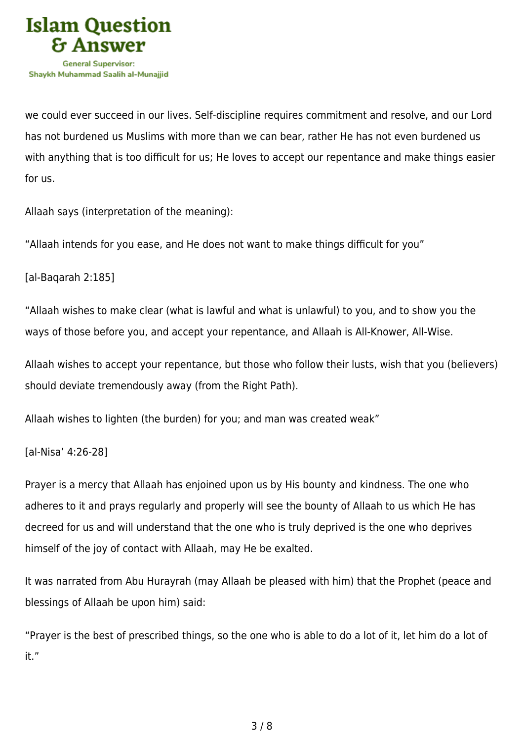we could ever succeed in our lives. Self-discipline requires commitment and resolve, and our Lord has not burdened us Muslims with more than we can bear, rather He has not even burdened us with anything that is too difficult for us; He loves to accept our repentance and make things easier for us.

Allaah says (interpretation of the meaning):

“Allaah intends for you ease, and He does not want to make things difficult for you”

[al-Baqarah 2:185]

“Allaah wishes to make clear (what is lawful and what is unlawful) to you, and to show you the ways of those before you, and accept your repentance, and Allaah is All-Knower, All-Wise.

Allaah wishes to accept your repentance, but those who follow their lusts, wish that you (believers) should deviate tremendously away (from the Right Path).

Allaah wishes to lighten (the burden) for you; and man was created weak”

[al-Nisa’ 4:26-28]

Prayer is a mercy that Allaah has enjoined upon us by His bounty and kindness. The one who adheres to it and prays regularly and properly will see the bounty of Allaah to us which He has decreed for us and will understand that the one who is truly deprived is the one who deprives himself of the joy of contact with Allaah, may He be exalted.

It was narrated from Abu Hurayrah (may Allaah be pleased with him) that the Prophet (peace and blessings of Allaah be upon him) said:

“Prayer is the best of prescribed things, so the one who is able to do a lot of it, let him do a lot of it.”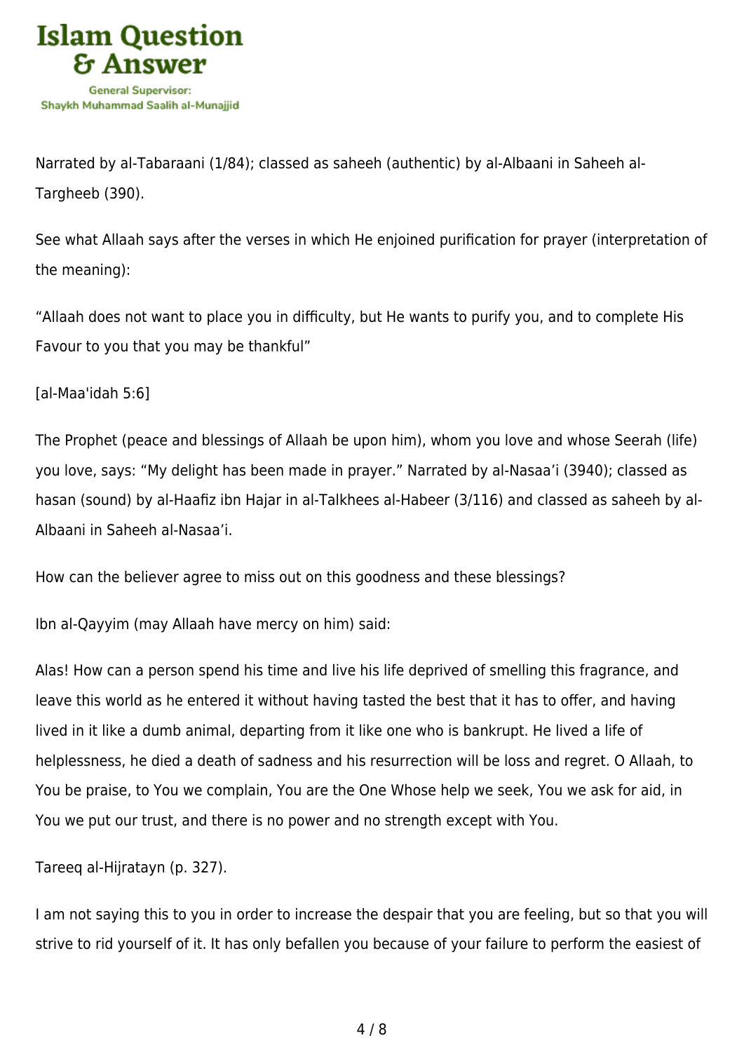Narrated by al-Tabaraani (1/84); classed as saheeh (authentic) by al-Albaani in Saheeh al-Targheeb (390).

See what Allaah says after the verses in which He enjoined purification for prayer (interpretation of the meaning):

"Allaah does not want to place you in difficulty, but He wants to purify you, and to complete His Favour to you that you may be thankful"

[al-Maa'idah 5:6]

The Prophet (peace and blessings of Allaah be upon him), whom you love and whose Seerah (life) you love, says: "My delight has been made in prayer." Narrated by al-Nasaa'i (3940); classed as hasan (sound) by al-Haafiz ibn Hajar in al-Talkhees al-Habeer (3/116) and classed as saheeh by al-Albaani in Saheeh al-Nasaa'i.

How can the believer agree to miss out on this goodness and these blessings?

Ibn al-Qayyim (may Allaah have mercy on him) said:

Alas! How can a person spend his time and live his life deprived of smelling this fragrance, and leave this world as he entered it without having tasted the best that it has to offer, and having lived in it like a dumb animal, departing from it like one who is bankrupt. He lived a life of helplessness, he died a death of sadness and his resurrection will be loss and regret. O Allaah, to You be praise, to You we complain, You are the One Whose help we seek, You we ask for aid, in You we put our trust, and there is no power and no strength except with You.

Tareeq al-Hijratayn (p. 327).

I am not saying this to you in order to increase the despair that you are feeling, but so that you will strive to rid yourself of it. It has only befallen you because of your failure to perform the easiest of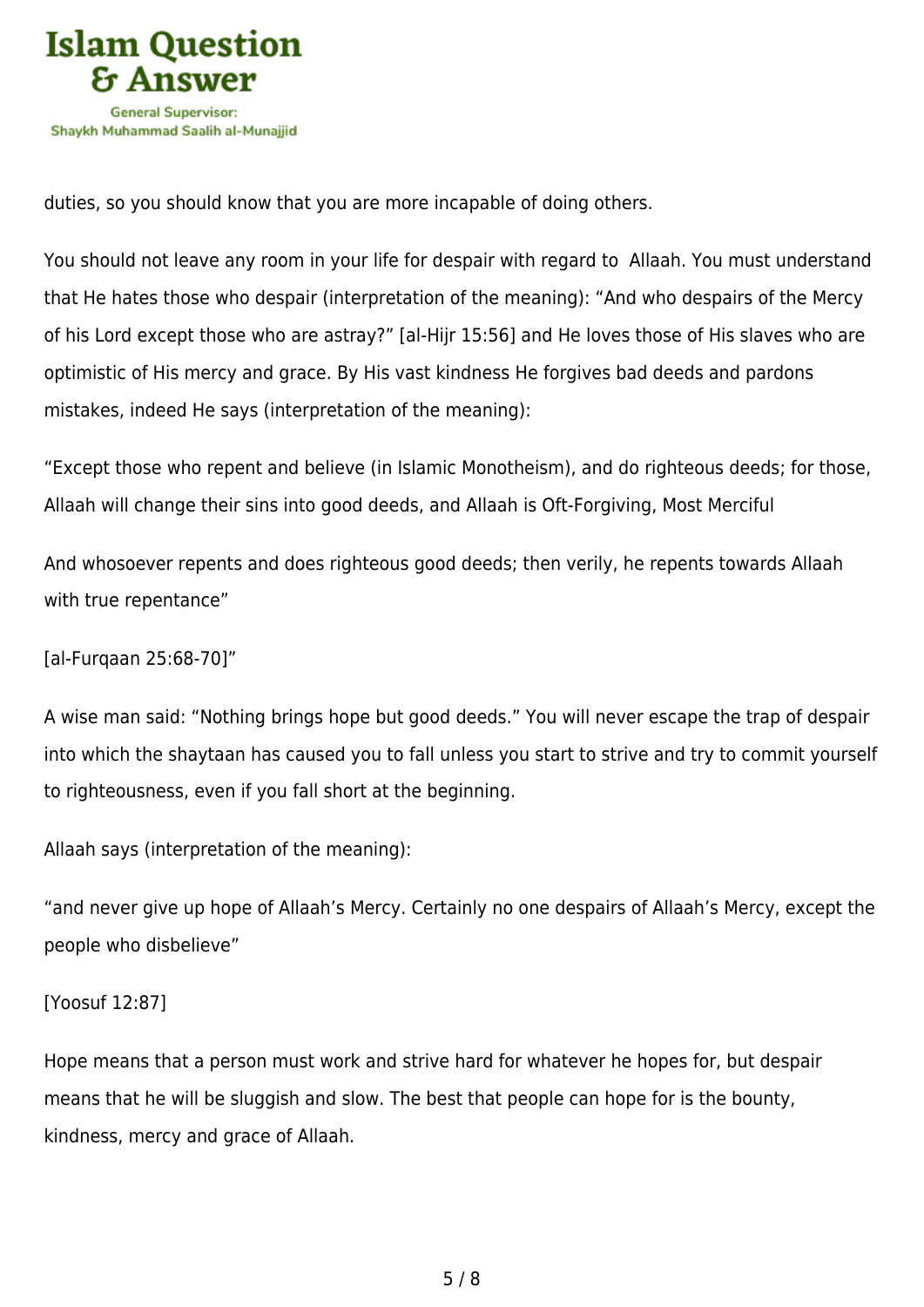duties, so you should know that you are more incapable of doing others.

You should not leave any room in your life for despair with regard to  Allaah. You must understand that He hates those who despair (interpretation of the meaning): “And who despairs of the Mercy of his Lord except those who are astray?” [al-Hijr 15:56] and He loves those of His slaves who are optimistic of His mercy and grace. By His vast kindness He forgives bad deeds and pardons mistakes, indeed He says (interpretation of the meaning):

“Except those who repent and believe (in Islamic Monotheism), and do righteous deeds; for those, Allaah will change their sins into good deeds, and Allaah is Oft-Forgiving, Most Merciful

And whosoever repents and does righteous good deeds; then verily, he repents towards Allaah with true repentance”

[al-Furqaan 25:68-70]”

A wise man said: “Nothing brings hope but good deeds.” You will never escape the trap of despair into which the shaytaan has caused you to fall unless you start to strive and try to commit yourself to righteousness, even if you fall short at the beginning.

Allaah says (interpretation of the meaning):

“and never give up hope of Allaah’s Mercy. Certainly no one despairs of Allaah’s Mercy, except the people who disbelieve”

[Yoosuf 12:87]

Hope means that a person must work and strive hard for whatever he hopes for, but despair means that he will be sluggish and slow. The best that people can hope for is the bounty, kindness, mercy and grace of Allaah.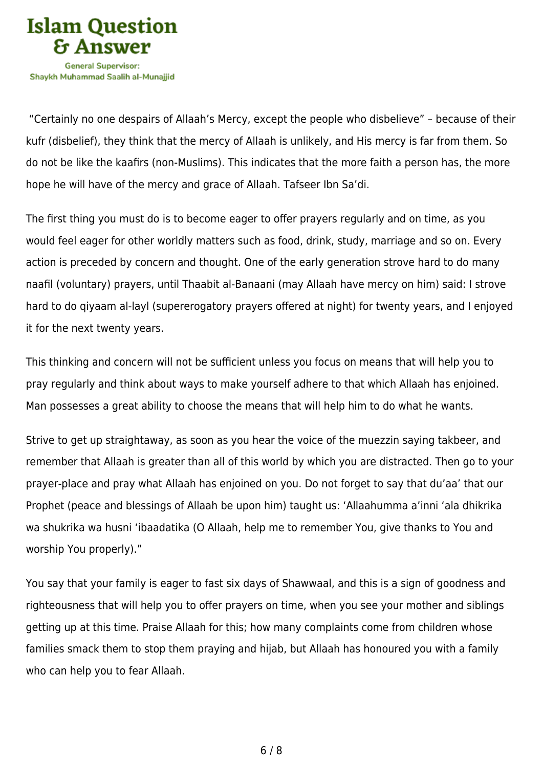"Certainly no one despairs of Allaah's Mercy, except the people who disbelieve" – because of their kufr (disbelief), they think that the mercy of Allaah is unlikely, and His mercy is far from them. So do not be like the kaafirs (non-Muslims). This indicates that the more faith a person has, the more hope he will have of the mercy and grace of Allaah. Tafseer Ibn Sa'di.

The first thing you must do is to become eager to offer prayers regularly and on time, as you would feel eager for other worldly matters such as food, drink, study, marriage and so on. Every action is preceded by concern and thought. One of the early generation strove hard to do many naafil (voluntary) prayers, until Thaabit al-Banaani (may Allaah have mercy on him) said: I strove hard to do qiyaam al-layl (supererogatory prayers offered at night) for twenty years, and I enjoyed it for the next twenty years.

This thinking and concern will not be sufficient unless you focus on means that will help you to pray regularly and think about ways to make yourself adhere to that which Allaah has enjoined. Man possesses a great ability to choose the means that will help him to do what he wants.

Strive to get up straightaway, as soon as you hear the voice of the muezzin saying takbeer, and remember that Allaah is greater than all of this world by which you are distracted. Then go to your prayer-place and pray what Allaah has enjoined on you. Do not forget to say that du'aa' that our Prophet (peace and blessings of Allaah be upon him) taught us: 'Allaahumma a'inni 'ala dhikrika wa shukrika wa husni 'ibaadatika (O Allaah, help me to remember You, give thanks to You and worship You properly)."

You say that your family is eager to fast six days of Shawwaal, and this is a sign of goodness and righteousness that will help you to offer prayers on time, when you see your mother and siblings getting up at this time. Praise Allaah for this; how many complaints come from children whose families smack them to stop them praying and hijab, but Allaah has honoured you with a family who can help you to fear Allaah.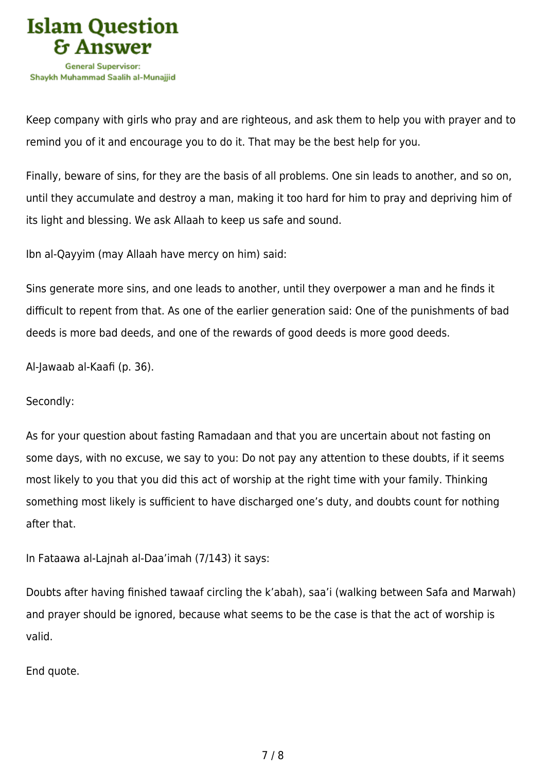Keep company with girls who pray and are righteous, and ask them to help you with prayer and to remind you of it and encourage you to do it. That may be the best help for you.

Finally, beware of sins, for they are the basis of all problems. One sin leads to another, and so on, until they accumulate and destroy a man, making it too hard for him to pray and depriving him of its light and blessing. We ask Allaah to keep us safe and sound.

Ibn al-Qayyim (may Allaah have mercy on him) said:

Sins generate more sins, and one leads to another, until they overpower a man and he finds it difficult to repent from that. As one of the earlier generation said: One of the punishments of bad deeds is more bad deeds, and one of the rewards of good deeds is more good deeds.

Al-Jawaab al-Kaafi (p. 36).

Secondly:

As for your question about fasting Ramadaan and that you are uncertain about not fasting on some days, with no excuse, we say to you: Do not pay any attention to these doubts, if it seems most likely to you that you did this act of worship at the right time with your family. Thinking something most likely is sufficient to have discharged one's duty, and doubts count for nothing after that.

In Fataawa al-Lajnah al-Daa'imah (7/143) it says:

Doubts after having finished tawaaf circling the k'abah), saa'i (walking between Safa and Marwah) and prayer should be ignored, because what seems to be the case is that the act of worship is valid.

End quote.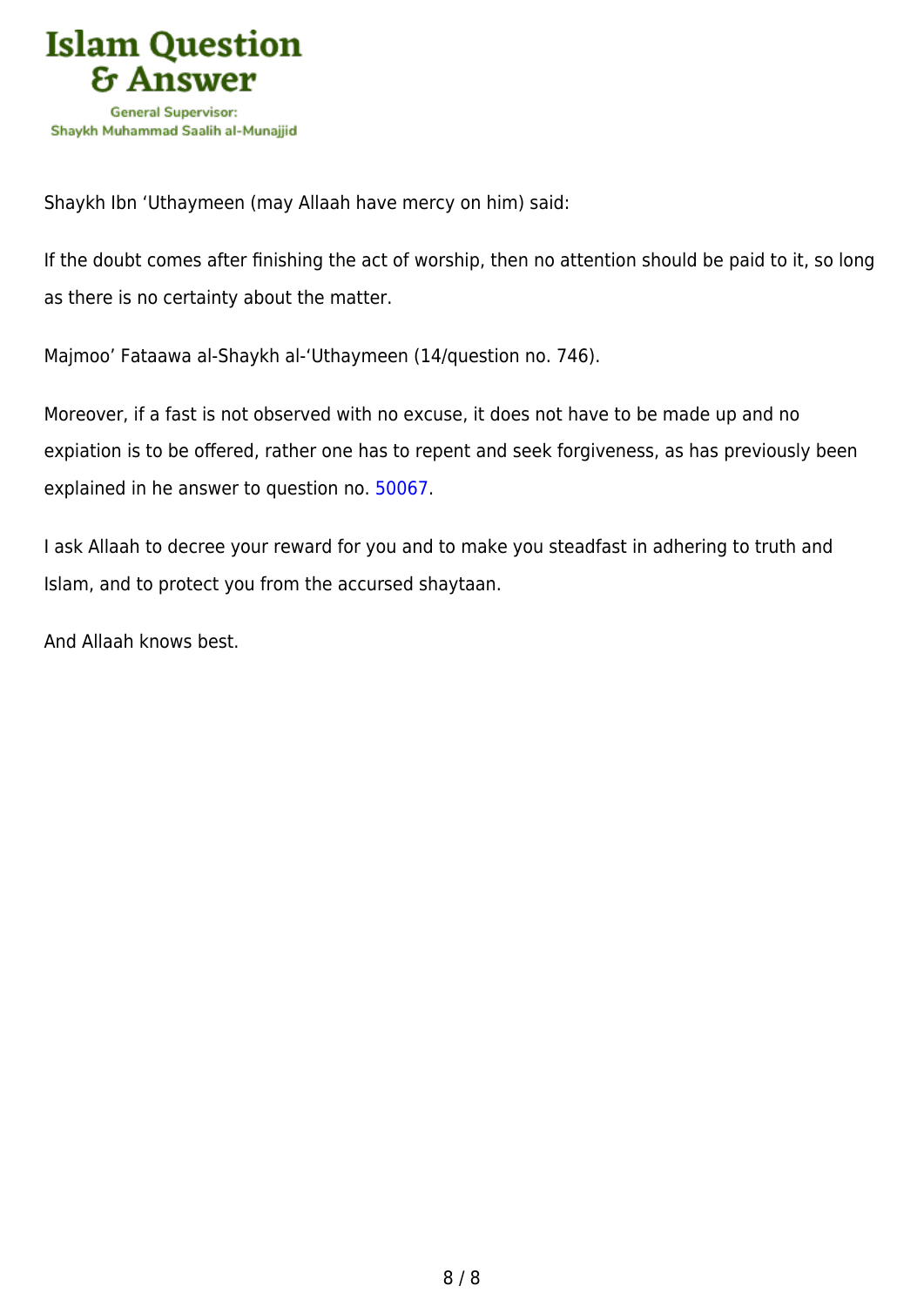Shaykh Ibn ‘Uthaymeen (may Allaah have mercy on him) said:

If the doubt comes after finishing the act of worship, then no attention should be paid to it, so long as there is no certainty about the matter.

Majmoo’ Fataawa al-Shaykh al-‘Uthaymeen (14/question no. 746).

Moreover, if a fast is not observed with no excuse, it does not have to be made up and no expiation is to be offered, rather one has to repent and seek forgiveness, as has previously been explained in he answer to question no. 50067.

I ask Allaah to decree your reward for you and to make you steadfast in adhering to truth and Islam, and to protect you from the accursed shaytaan.

And Allaah knows best.